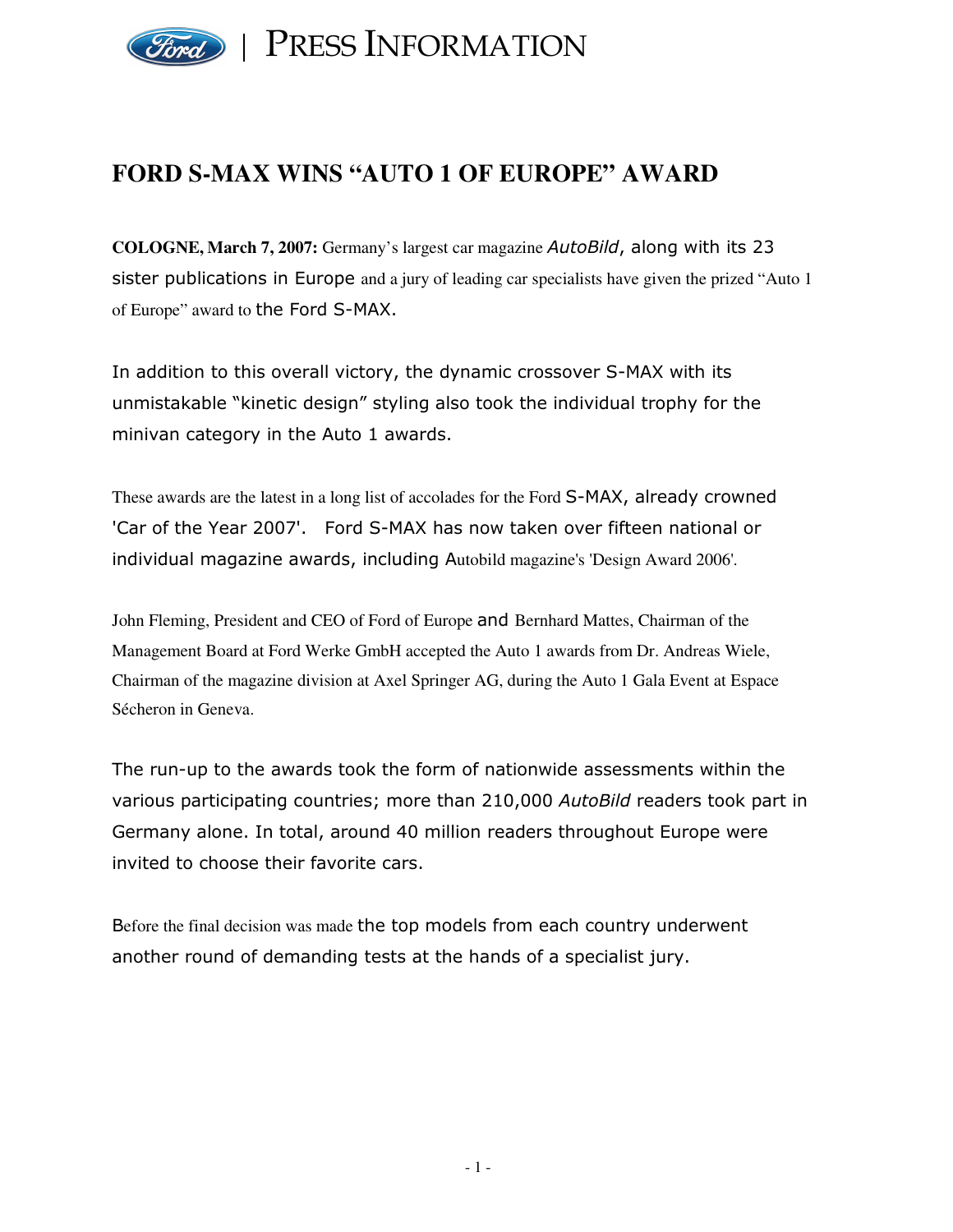PRESS INFORMATION

# FORD S-MAX WINS "AUTO 1 OF EUROPE" AWARD

**COLOGNE, March 7, 2007:** Germany's largest car magazine *AutoBild*, along with its 23 sister publications in Europe and a jury of leading car specialists have given the prized "Auto 1 of Europe" award to the Ford S-MAX.

In addition to this overall victory, the dynamic crossover S-MAX with its unmistakable "kinetic design" styling also took the individual trophy for the minivan category in the Auto 1 awards.

These awards are the latest in a long list of accolades for the Ford S-MAX, already crowned 'Car of the Year 2007'. Ford S-MAX has now taken over fifteen national or individual magazine awards, including Autobild magazine's 'Design Award 2006'.

John Fleming, President and CEO of Ford of Europe and Bernhard Mattes, Chairman of the Management Board at Ford Werke GmbH accepted the Auto 1 awards from Dr. Andreas Wiele, Chairman of the magazine division at Axel Springer AG, during the Auto 1 Gala Event at Espace Sécheron in Geneva.

The run-up to the awards took the form of nationwide assessments within the various participating countries; more than 210,000 *AutoBild* readers took part in Germany alone. In total, around 40 million readers throughout Europe were invited to choose their favorite cars.

Before the final decision was made the top models from each country underwent another round of demanding tests at the hands of a specialist jury.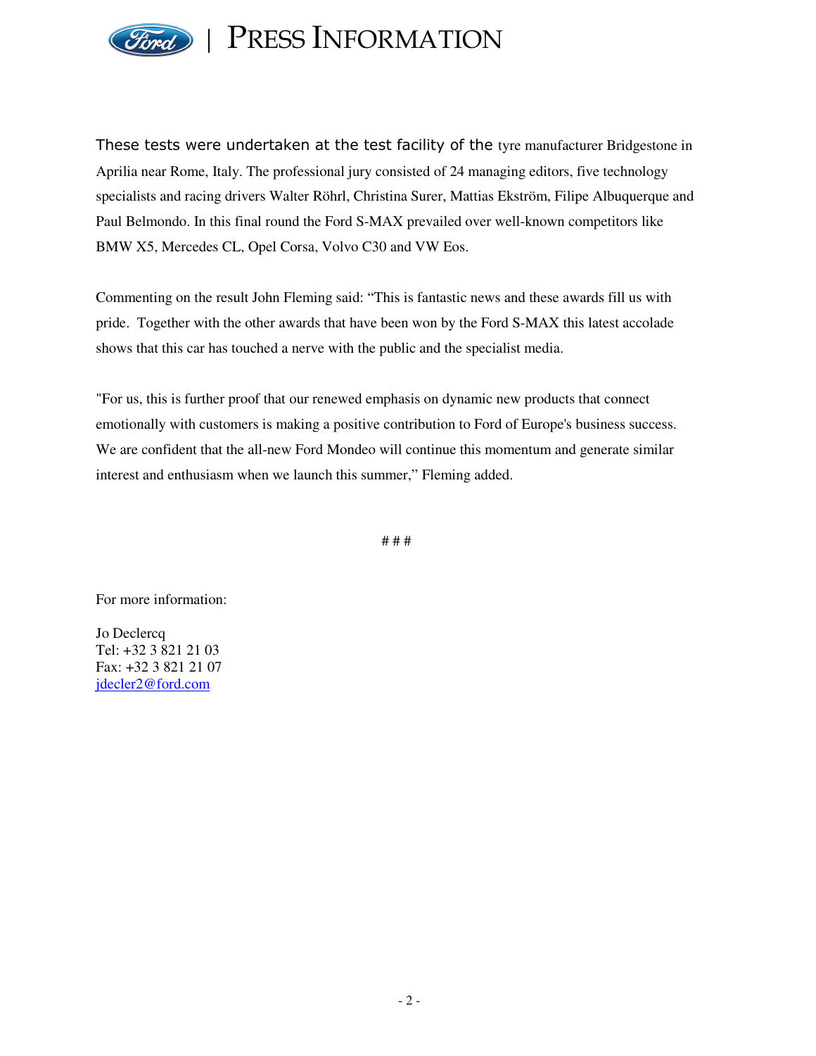These tests were undertaken at the test facility of the tyre manufacturer Bridgestone in Aprilia near Rome, Italy. The professional jury consisted of 24 managing editors, five technology specialists and racing drivers Walter Röhrl, Christina Surer, Mattias Ekström, Filipe Albuquerque and Paul Belmondo. In this final round the Ford S-MAX prevailed over well-known competitors like BMW X5, Mercedes CL, Opel Corsa, Volvo C30 and VW Eos.

Commenting on the result John Fleming said: "This is fantastic news and these awards fill us with pride. Together with the other awards that have been won by the Ford S-MAX this latest accolade shows that this car has touched a nerve with the public and the specialist media.

"For us, this is further proof that our renewed emphasis on dynamic new products that connect emotionally with customers is making a positive contribution to Ford of Europe's business success. We are confident that the all-new Ford Mondeo will continue this momentum and generate similar interest and enthusiasm when we launch this summer," Fleming added.

# # #

For more information:

Jo Declercq
Tel: +32 3 821 21 03
Fax: +32 3 821 21 07
jdecler2@ford.com